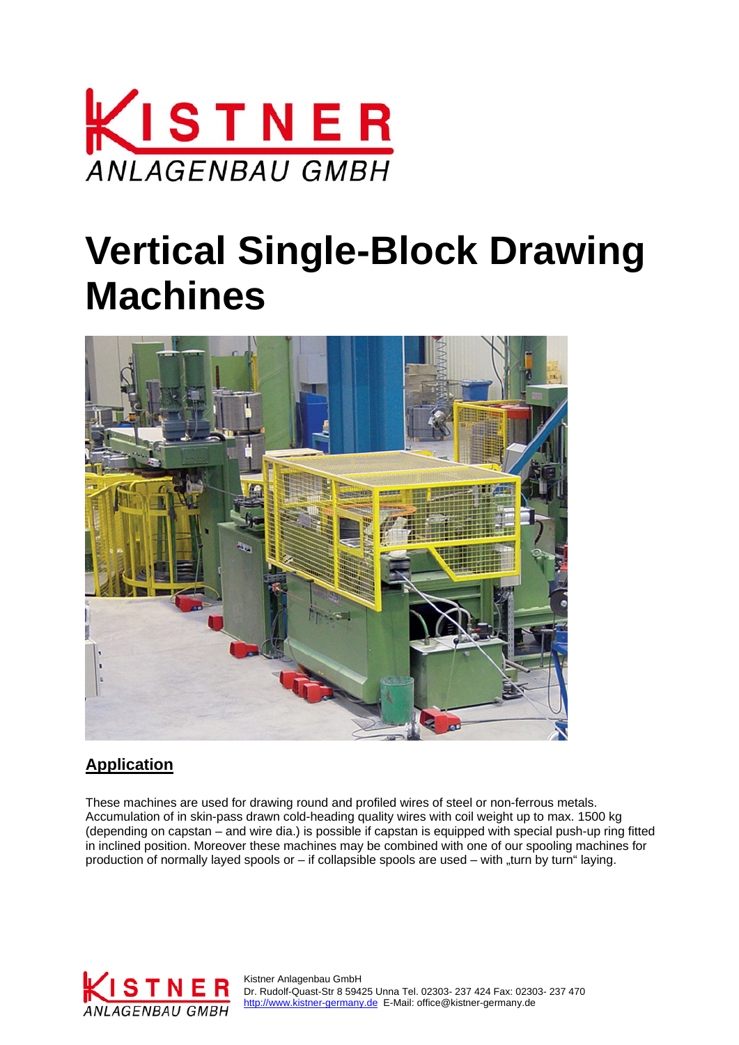# KISTNER ANLAGENBAU GMBH

# Vertical Single-Block Drawing Machines

## Application

These machines are used for drawing round and profiled wires of steel or non-ferrous metals. Accumulation of in skin-pass drawn cold-heading quality wires with coil weight up to max. 1500 kg (depending on capstan – and wire dia.) is possible if capstan is equipped with special push-up ring fitted in inclined position. Moreover these machines may be combined with one of our spooling machines for production of normally layed spools or – if collapsible spools are used – with „turn by turn" laying.

Kistner Anlagenbau GmbH
Dr. Rudolf-Quast-Str 8 59425 Unna Tel. 02303- 237 424 Fax: 02303- 237 470
http://www.kistner-germany.de E-Mail: office@kistner-germany.de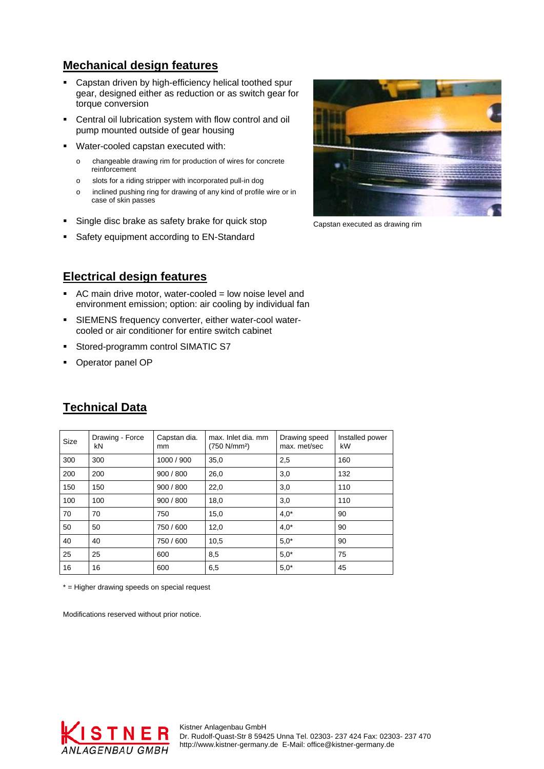## Mechanical design features

- Capstan driven by high-efficiency helical toothed spur gear, designed either as reduction or as switch gear for torque conversion
- Central oil lubrication system with flow control and oil pump mounted outside of gear housing
- Water-cooled capstan executed with:
  - changeable drawing rim for production of wires for concrete reinforcement
  - slots for a riding stripper with incorporated pull-in dog
  - inclined pushing ring for drawing of any kind of profile wire or in case of skin passes
- Single disc brake as safety brake for quick stop
- Safety equipment according to EN-Standard

Capstan executed as drawing rim

## Electrical design features

- AC main drive motor, water-cooled = low noise level and environment emission; option: air cooling by individual fan
- SIEMENS frequency converter, either water-cool water-cooled or air conditioner for entire switch cabinet
- Stored-programm control SIMATIC S7
- Operator panel OP

## Technical Data

| Size | Drawing - Force kN | Capstan dia. mm | max. Inlet dia. mm (750 N/mm²) | Drawing speed max. met/sec | Installed power kW |
|---|---|---|---|---|---|
| 300 | 300 | 1000 / 900 | 35,0 | 2,5 | 160 |
| 200 | 200 | 900 / 800 | 26,0 | 3,0 | 132 |
| 150 | 150 | 900 / 800 | 22,0 | 3,0 | 110 |
| 100 | 100 | 900 / 800 | 18,0 | 3,0 | 110 |
| 70 | 70 | 750 | 15,0 | 4,0* | 90 |
| 50 | 50 | 750 / 600 | 12,0 | 4,0* | 90 |
| 40 | 40 | 750 / 600 | 10,5 | 5,0* | 90 |
| 25 | 25 | 600 | 8,5 | 5,0* | 75 |
| 16 | 16 | 600 | 6,5 | 5,0* | 45 |

* = Higher drawing speeds on special request

Modifications reserved without prior notice.

KISTNER ANLAGENBAU GMBH

Kistner Anlagenbau GmbH
Dr. Rudolf-Quast-Str 8 59425 Unna Tel. 02303- 237 424 Fax: 02303- 237 470
http://www.kistner-germany.de E-Mail: office@kistner-germany.de